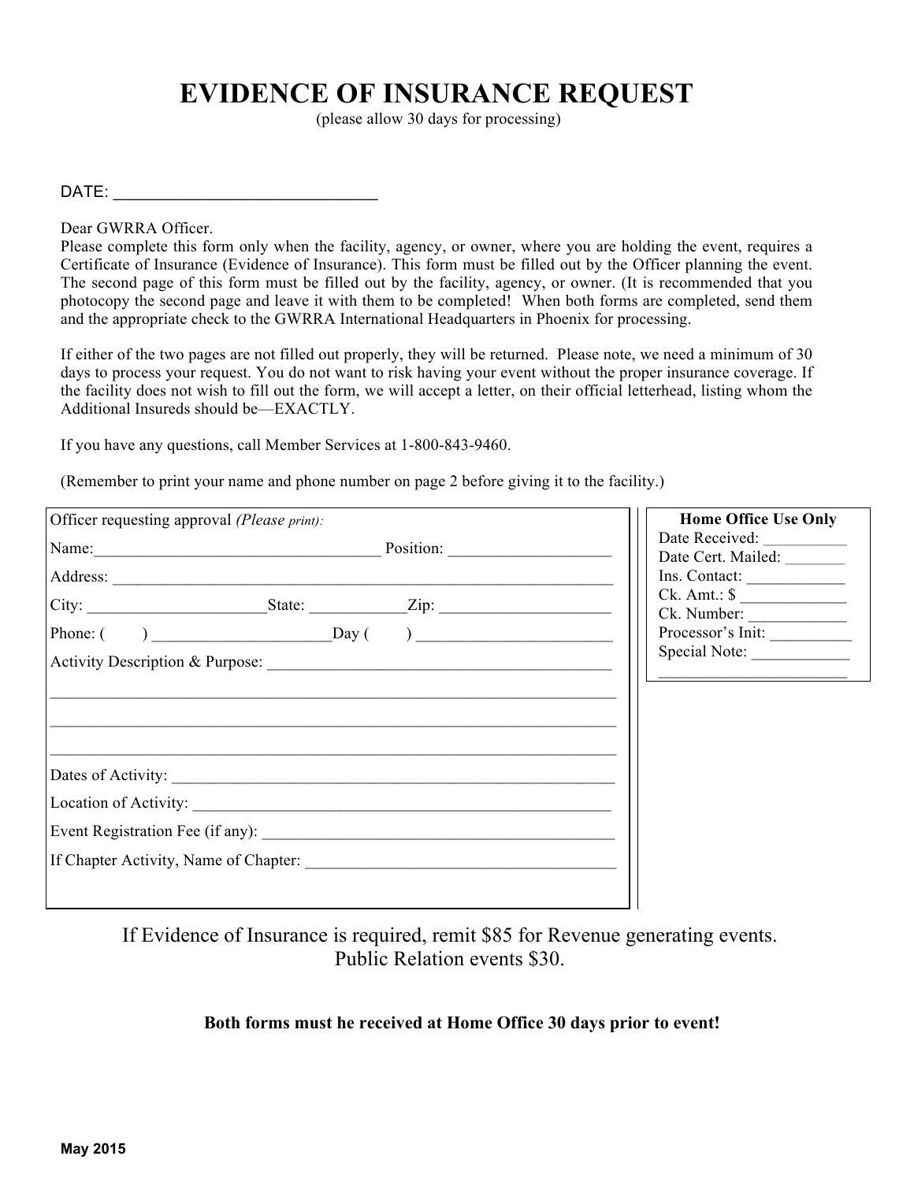# EVIDENCE OF INSURANCE REQUEST

(please allow 30 days for processing)

DATE: ______________________________

Dear GWRRA Officer.
Please complete this form only when the facility, agency, or owner, where you are holding the event, requires a Certificate of Insurance (Evidence of Insurance). This form must be filled out by the Officer planning the event. The second page of this form must be filled out by the facility, agency, or owner. (It is recommended that you photocopy the second page and leave it with them to be completed! When both forms are completed, send them and the appropriate check to the GWRRA International Headquarters in Phoenix for processing.

If either of the two pages are not filled out properly, they will be returned. Please note, we need a minimum of 30 days to process your request. You do not want to risk having your event without the proper insurance coverage. If the facility does not wish to fill out the form, we will accept a letter, on their official letterhead, listing whom the Additional Insureds should be—EXACTLY.

If you have any questions, call Member Services at 1-800-843-9460.

(Remember to print your name and phone number on page 2 before giving it to the facility.)

Officer requesting approval *(Please print)*:

Name: ___________________________________ Position: ___________________

Address: ______________________________________________________________

City: ______________________ State: ___________ Zip: _____________________

Phone: (      ) ______________________ Day (      ) ________________________

Activity Description & Purpose: __________________________________________

______________________________________________________________________

______________________________________________________________________

______________________________________________________________________

Dates of Activity: ______________________________________________________

Location of Activity: ___________________________________________________

Event Registration Fee (if any): __________________________________________

If Chapter Activity, Name of Chapter: _____________________________________

**Home Office Use Only**

Date Received: __________

Date Cert. Mailed: _______

Ins. Contact: ____________

Ck. Amt.: $ _____________

Ck. Number: ____________

Processor's Init: __________

Special Note: ____________

________________________

If Evidence of Insurance is required, remit $85 for Revenue generating events.
Public Relation events $30.

**Both forms must he received at Home Office 30 days prior to event!**

**May 2015**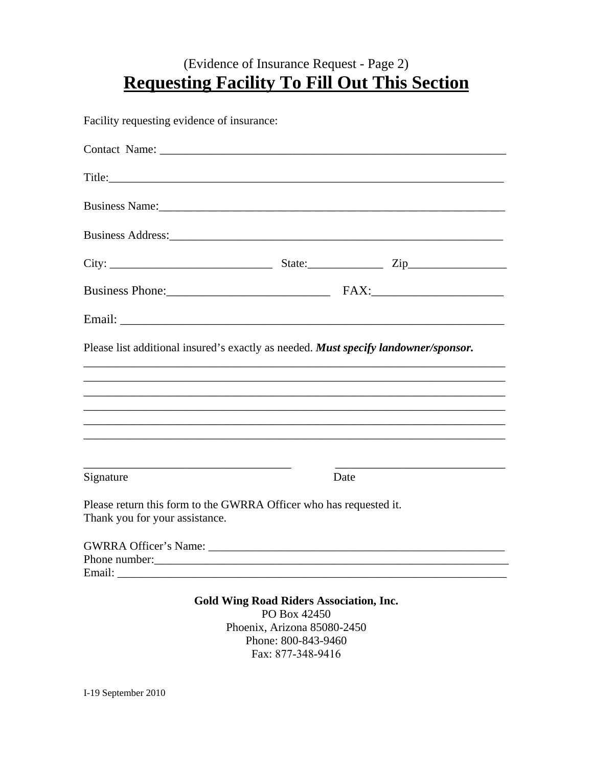(Evidence of Insurance Request - Page 2)

# Requesting Facility To Fill Out This Section

Facility requesting evidence of insurance:

Contact Name: ____________________________________________________________

Title:___________________________________________________________________

Business Name:____________________________________________________________

Business Address:_________________________________________________________

City: ___________________________ State:_____________ Zip_________________

Business Phone:__________________________ FAX:_____________________

Email: ________________________________________________________________

Please list additional insured's exactly as needed. ***Must specify landowner/sponsor.***

_______________________________________________________________________

_______________________________________________________________________

_______________________________________________________________________

_______________________________________________________________________

_______________________________________________________________________

_______________________________________________________________________

___________________________________ _____________________________

Signature Date

Please return this form to the GWRRA Officer who has requested it.
Thank you for your assistance.

GWRRA Officer's Name: ____________________________________________________
Phone number:_____________________________________________________________
Email: ___________________________________________________________________

**Gold Wing Road Riders Association, Inc.**
PO Box 42450
Phoenix, Arizona 85080-2450
Phone: 800-843-9460
Fax: 877-348-9416

I-19 September 2010